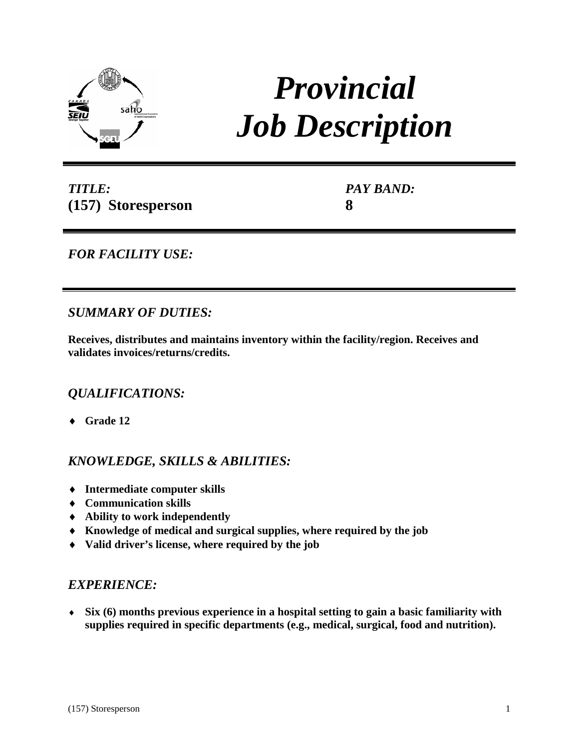# *Provincial Job Description*

*TITLE:*
**(157) Storesperson**

*PAY BAND:*
**8**

## *FOR FACILITY USE:*

## *SUMMARY OF DUTIES:*

**Receives, distributes and maintains inventory within the facility/region. Receives and validates invoices/returns/credits.**

## *QUALIFICATIONS:*

- **Grade 12**

## *KNOWLEDGE, SKILLS & ABILITIES:*

- **Intermediate computer skills**
- **Communication skills**
- **Ability to work independently**
- **Knowledge of medical and surgical supplies, where required by the job**
- **Valid driver's license, where required by the job**

## *EXPERIENCE:*

- **Six (6) months previous experience in a hospital setting to gain a basic familiarity with supplies required in specific departments (e.g., medical, surgical, food and nutrition).**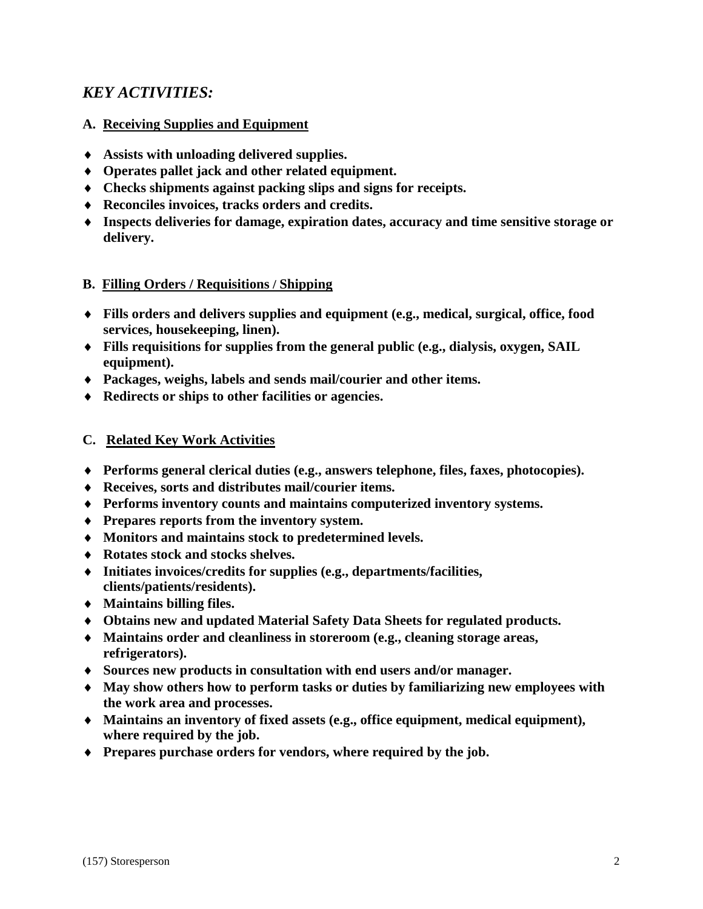## *KEY ACTIVITIES:*

### A. Receiving Supplies and Equipment

- **Assists with unloading delivered supplies.**
- **Operates pallet jack and other related equipment.**
- **Checks shipments against packing slips and signs for receipts.**
- **Reconciles invoices, tracks orders and credits.**
- **Inspects deliveries for damage, expiration dates, accuracy and time sensitive storage or delivery.**

### B. Filling Orders / Requisitions / Shipping

- **Fills orders and delivers supplies and equipment (e.g., medical, surgical, office, food services, housekeeping, linen).**
- **Fills requisitions for supplies from the general public (e.g., dialysis, oxygen, SAIL equipment).**
- **Packages, weighs, labels and sends mail/courier and other items.**
- **Redirects or ships to other facilities or agencies.**

### C. Related Key Work Activities

- **Performs general clerical duties (e.g., answers telephone, files, faxes, photocopies).**
- **Receives, sorts and distributes mail/courier items.**
- **Performs inventory counts and maintains computerized inventory systems.**
- **Prepares reports from the inventory system.**
- **Monitors and maintains stock to predetermined levels.**
- **Rotates stock and stocks shelves.**
- **Initiates invoices/credits for supplies (e.g., departments/facilities, clients/patients/residents).**
- **Maintains billing files.**
- **Obtains new and updated Material Safety Data Sheets for regulated products.**
- **Maintains order and cleanliness in storeroom (e.g., cleaning storage areas, refrigerators).**
- **Sources new products in consultation with end users and/or manager.**
- **May show others how to perform tasks or duties by familiarizing new employees with the work area and processes.**
- **Maintains an inventory of fixed assets (e.g., office equipment, medical equipment), where required by the job.**
- **Prepares purchase orders for vendors, where required by the job.**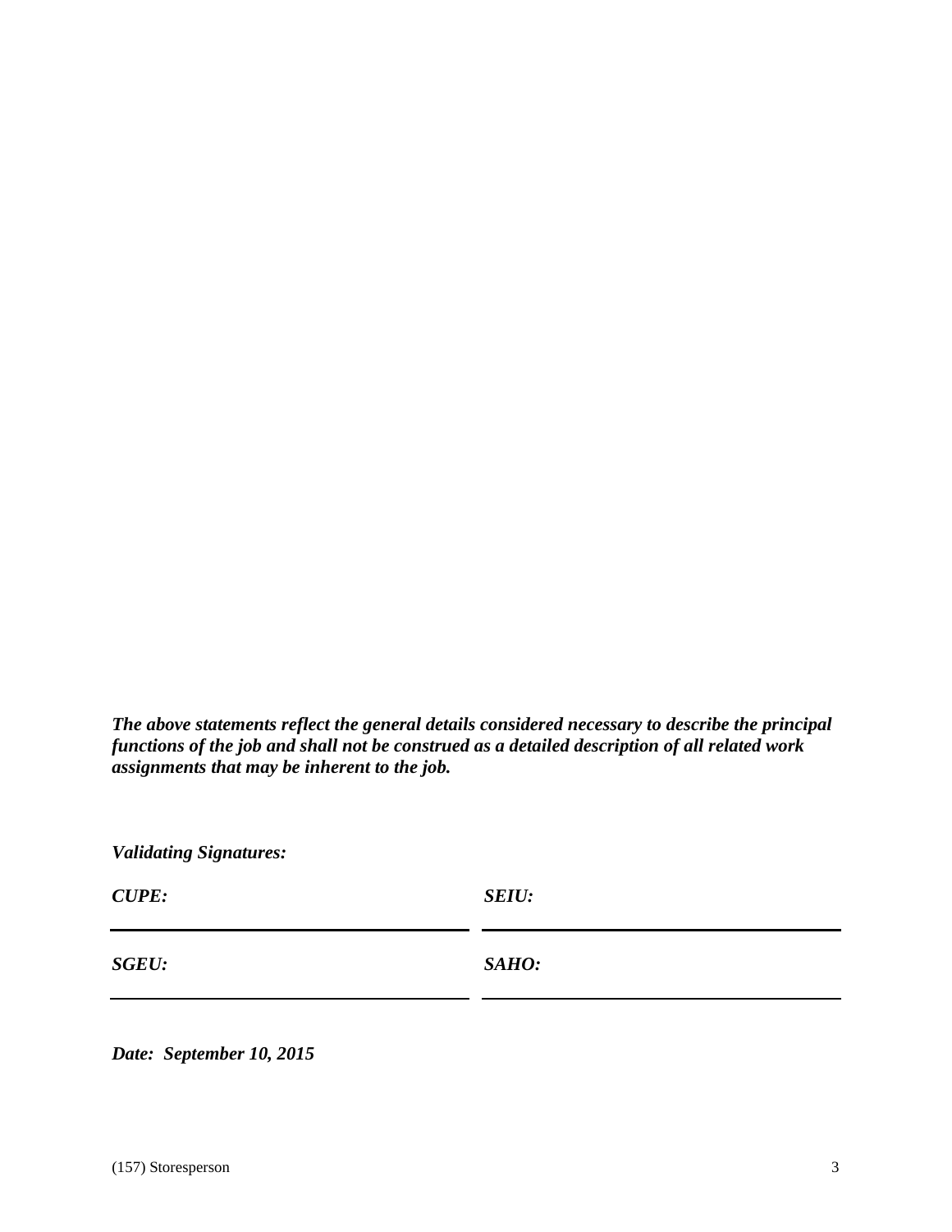***The above statements reflect the general details considered necessary to describe the principal functions of the job and shall not be construed as a detailed description of all related work assignments that may be inherent to the job.***

***Validating Signatures:***

| | |
|---|---|
| ***CUPE:*** | ***SEIU:*** |
| ***SGEU:*** | ***SAHO:*** |

***Date: September 10, 2015***